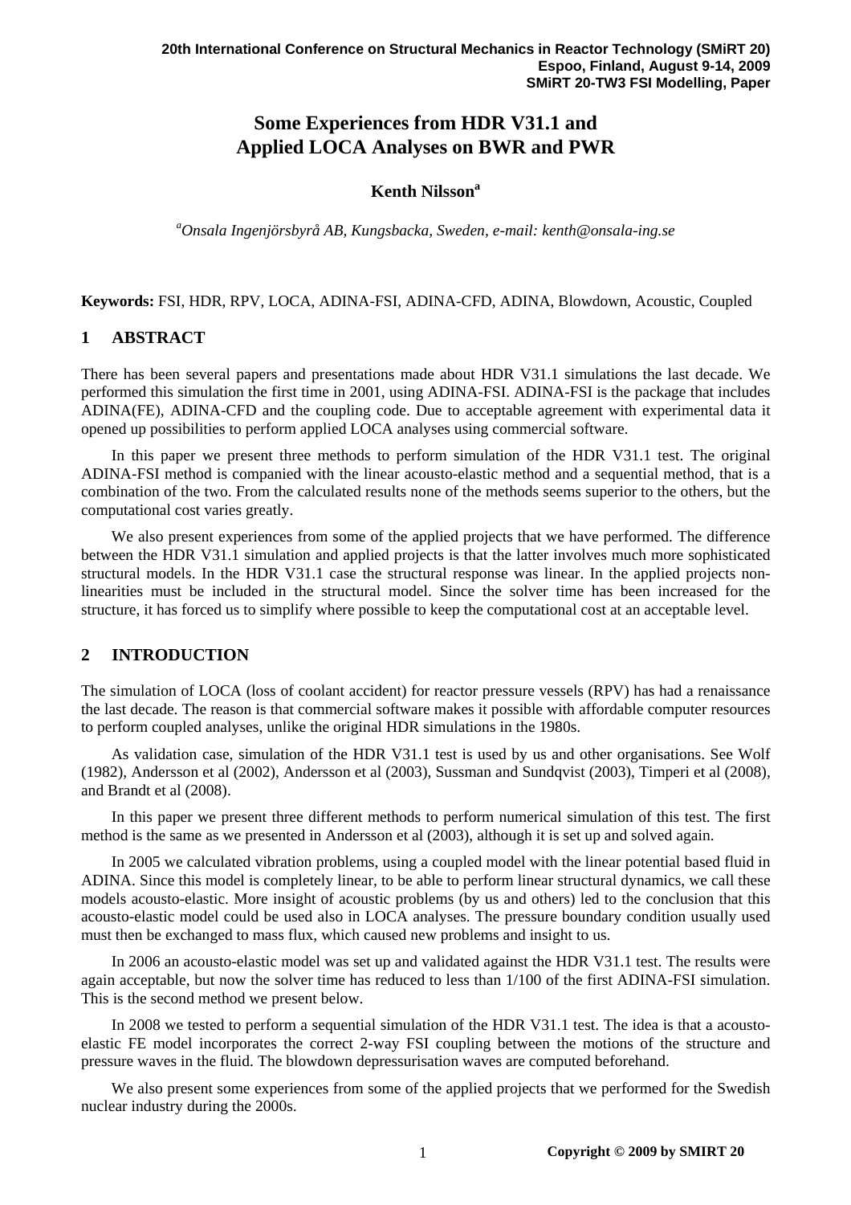# Some Experiences from HDR V31.1 and Applied LOCA Analyses on BWR and PWR

**Kenth Nilsson**[a]

[a] *Onsala Ingenjörsbyrå AB, Kungsbacka, Sweden, e-mail: kenth@onsala-ing.se*

**Keywords:** FSI, HDR, RPV, LOCA, ADINA-FSI, ADINA-CFD, ADINA, Blowdown, Acoustic, Coupled

## 1 ABSTRACT

There has been several papers and presentations made about HDR V31.1 simulations the last decade. We performed this simulation the first time in 2001, using ADINA-FSI. ADINA-FSI is the package that includes ADINA(FE), ADINA-CFD and the coupling code. Due to acceptable agreement with experimental data it opened up possibilities to perform applied LOCA analyses using commercial software.

In this paper we present three methods to perform simulation of the HDR V31.1 test. The original ADINA-FSI method is companied with the linear acousto-elastic method and a sequential method, that is a combination of the two. From the calculated results none of the methods seems superior to the others, but the computational cost varies greatly.

We also present experiences from some of the applied projects that we have performed. The difference between the HDR V31.1 simulation and applied projects is that the latter involves much more sophisticated structural models. In the HDR V31.1 case the structural response was linear. In the applied projects non-linearities must be included in the structural model. Since the solver time has been increased for the structure, it has forced us to simplify where possible to keep the computational cost at an acceptable level.

## 2 INTRODUCTION

The simulation of LOCA (loss of coolant accident) for reactor pressure vessels (RPV) has had a renaissance the last decade. The reason is that commercial software makes it possible with affordable computer resources to perform coupled analyses, unlike the original HDR simulations in the 1980s.

As validation case, simulation of the HDR V31.1 test is used by us and other organisations. See Wolf (1982), Andersson et al (2002), Andersson et al (2003), Sussman and Sundqvist (2003), Timperi et al (2008), and Brandt et al (2008).

In this paper we present three different methods to perform numerical simulation of this test. The first method is the same as we presented in Andersson et al (2003), although it is set up and solved again.

In 2005 we calculated vibration problems, using a coupled model with the linear potential based fluid in ADINA. Since this model is completely linear, to be able to perform linear structural dynamics, we call these models acousto-elastic. More insight of acoustic problems (by us and others) led to the conclusion that this acousto-elastic model could be used also in LOCA analyses. The pressure boundary condition usually used must then be exchanged to mass flux, which caused new problems and insight to us.

In 2006 an acousto-elastic model was set up and validated against the HDR V31.1 test. The results were again acceptable, but now the solver time has reduced to less than 1/100 of the first ADINA-FSI simulation. This is the second method we present below.

In 2008 we tested to perform a sequential simulation of the HDR V31.1 test. The idea is that a acousto-elastic FE model incorporates the correct 2-way FSI coupling between the motions of the structure and pressure waves in the fluid. The blowdown depressurisation waves are computed beforehand.

We also present some experiences from some of the applied projects that we performed for the Swedish nuclear industry during the 2000s.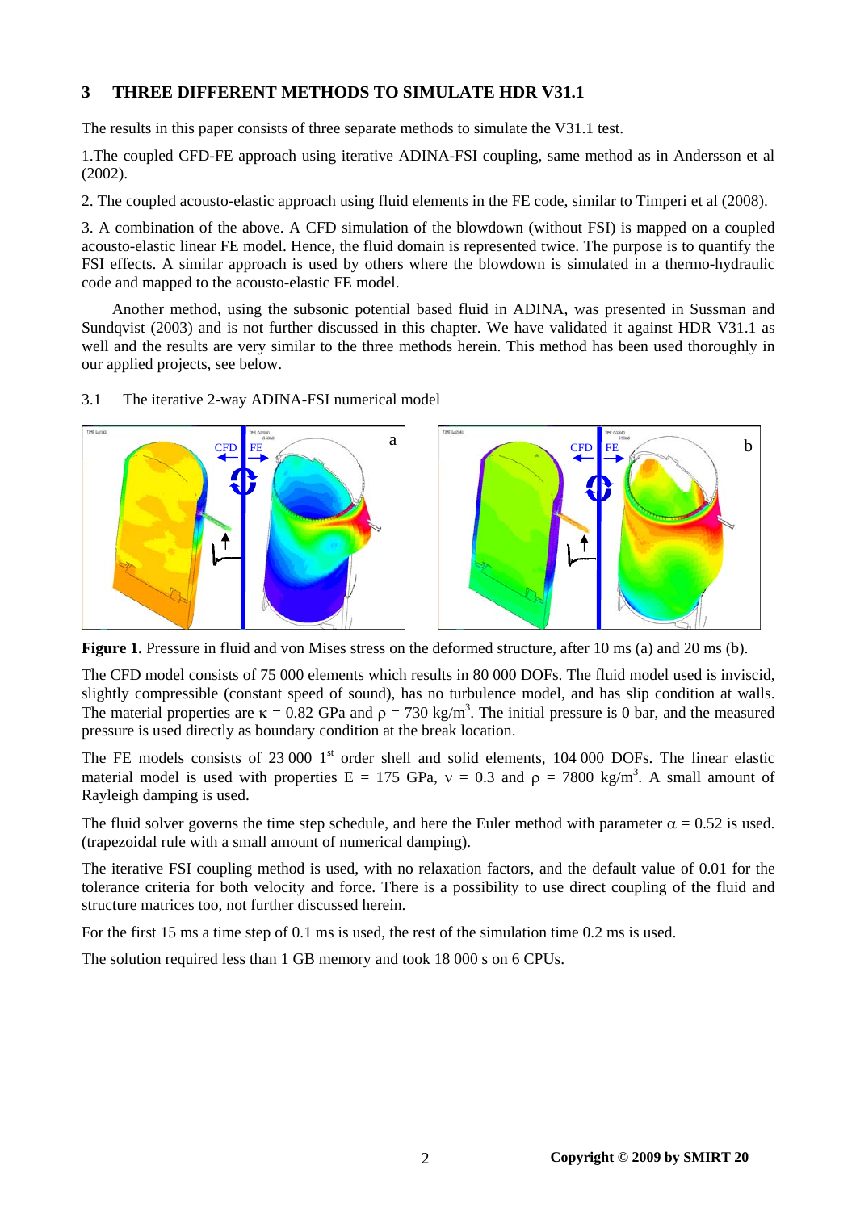## 3 THREE DIFFERENT METHODS TO SIMULATE HDR V31.1

The results in this paper consists of three separate methods to simulate the V31.1 test.

1.The coupled CFD-FE approach using iterative ADINA-FSI coupling, same method as in Andersson et al (2002).

2. The coupled acousto-elastic approach using fluid elements in the FE code, similar to Timperi et al (2008).

3. A combination of the above. A CFD simulation of the blowdown (without FSI) is mapped on a coupled acousto-elastic linear FE model. Hence, the fluid domain is represented twice. The purpose is to quantify the FSI effects. A similar approach is used by others where the blowdown is simulated in a thermo-hydraulic code and mapped to the acousto-elastic FE model.

Another method, using the subsonic potential based fluid in ADINA, was presented in Sussman and Sundqvist (2003) and is not further discussed in this chapter. We have validated it against HDR V31.1 as well and the results are very similar to the three methods herein. This method has been used thoroughly in our applied projects, see below.

### 3.1 The iterative 2-way ADINA-FSI numerical model

**Figure 1.** Pressure in fluid and von Mises stress on the deformed structure, after 10 ms (a) and 20 ms (b).

The CFD model consists of 75 000 elements which results in 80 000 DOFs. The fluid model used is inviscid, slightly compressible (constant speed of sound), has no turbulence model, and has slip condition at walls. The material properties are $\kappa$ = 0.82 GPa and $\rho$ = 730 kg/m$^3$. The initial pressure is 0 bar, and the measured pressure is used directly as boundary condition at the break location.

The FE models consists of 23 000 1$^{st}$ order shell and solid elements, 104 000 DOFs. The linear elastic material model is used with properties E = 175 GPa, $\nu$ = 0.3 and $\rho$ = 7800 kg/m$^3$. A small amount of Rayleigh damping is used.

The fluid solver governs the time step schedule, and here the Euler method with parameter $\alpha$ = 0.52 is used. (trapezoidal rule with a small amount of numerical damping).

The iterative FSI coupling method is used, with no relaxation factors, and the default value of 0.01 for the tolerance criteria for both velocity and force. There is a possibility to use direct coupling of the fluid and structure matrices too, not further discussed herein.

For the first 15 ms a time step of 0.1 ms is used, the rest of the simulation time 0.2 ms is used.

The solution required less than 1 GB memory and took 18 000 s on 6 CPUs.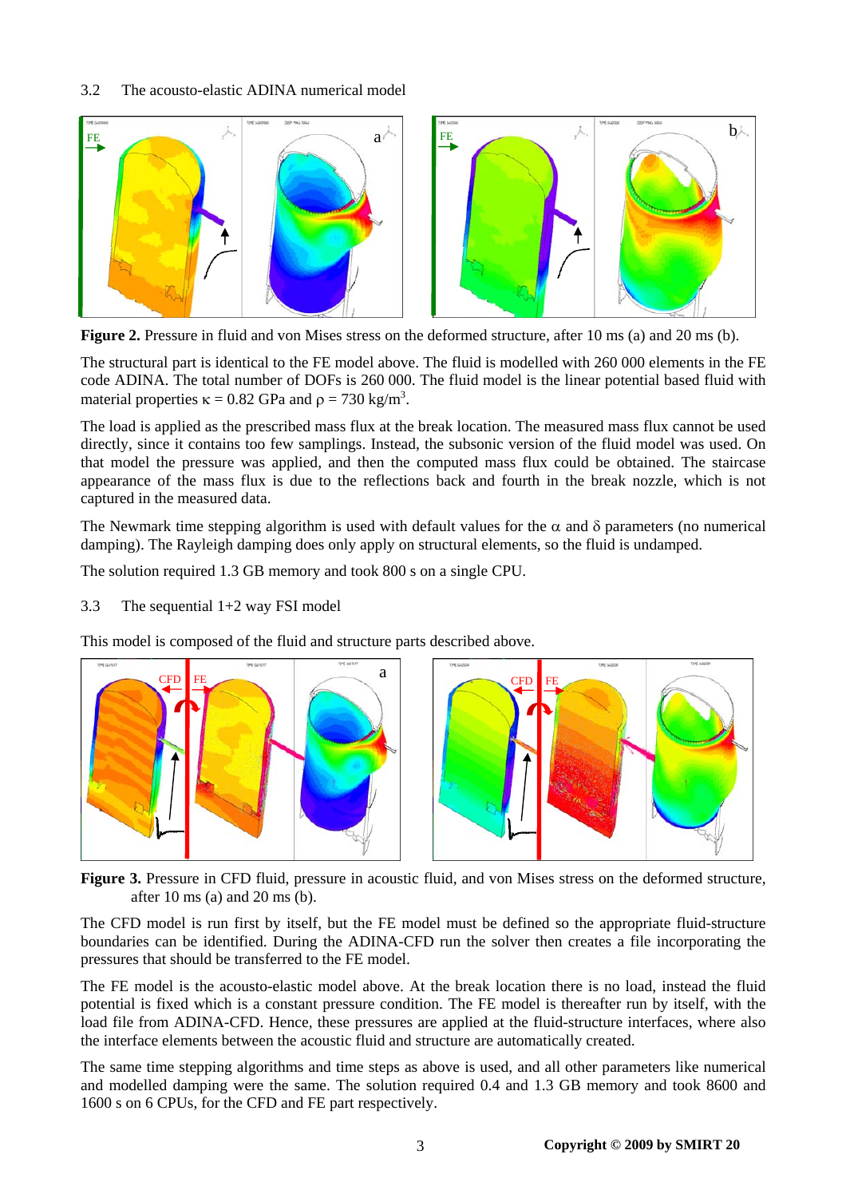## 3.2 The acousto-elastic ADINA numerical model

FE

a

FE

b

**Figure 2.** Pressure in fluid and von Mises stress on the deformed structure, after 10 ms (a) and 20 ms (b).

The structural part is identical to the FE model above. The fluid is modelled with 260 000 elements in the FE code ADINA. The total number of DOFs is 260 000. The fluid model is the linear potential based fluid with material properties $\kappa = 0.82$ GPa and $\rho = 730$ kg/m$^3$.

The load is applied as the prescribed mass flux at the break location. The measured mass flux cannot be used directly, since it contains too few samplings. Instead, the subsonic version of the fluid model was used. On that model the pressure was applied, and then the computed mass flux could be obtained. The staircase appearance of the mass flux is due to the reflections back and fourth in the break nozzle, which is not captured in the measured data.

The Newmark time stepping algorithm is used with default values for the $\alpha$ and $\delta$ parameters (no numerical damping). The Rayleigh damping does only apply on structural elements, so the fluid is undamped.

The solution required 1.3 GB memory and took 800 s on a single CPU.

## 3.3 The sequential 1+2 way FSI model

This model is composed of the fluid and structure parts described above.

CFD FE

a

CFD FE

**Figure 3.** Pressure in CFD fluid, pressure in acoustic fluid, and von Mises stress on the deformed structure, after 10 ms (a) and 20 ms (b).

The CFD model is run first by itself, but the FE model must be defined so the appropriate fluid-structure boundaries can be identified. During the ADINA-CFD run the solver then creates a file incorporating the pressures that should be transferred to the FE model.

The FE model is the acousto-elastic model above. At the break location there is no load, instead the fluid potential is fixed which is a constant pressure condition. The FE model is thereafter run by itself, with the load file from ADINA-CFD. Hence, these pressures are applied at the fluid-structure interfaces, where also the interface elements between the acoustic fluid and structure are automatically created.

The same time stepping algorithms and time steps as above is used, and all other parameters like numerical and modelled damping were the same. The solution required 0.4 and 1.3 GB memory and took 8600 and 1600 s on 6 CPUs, for the CFD and FE part respectively.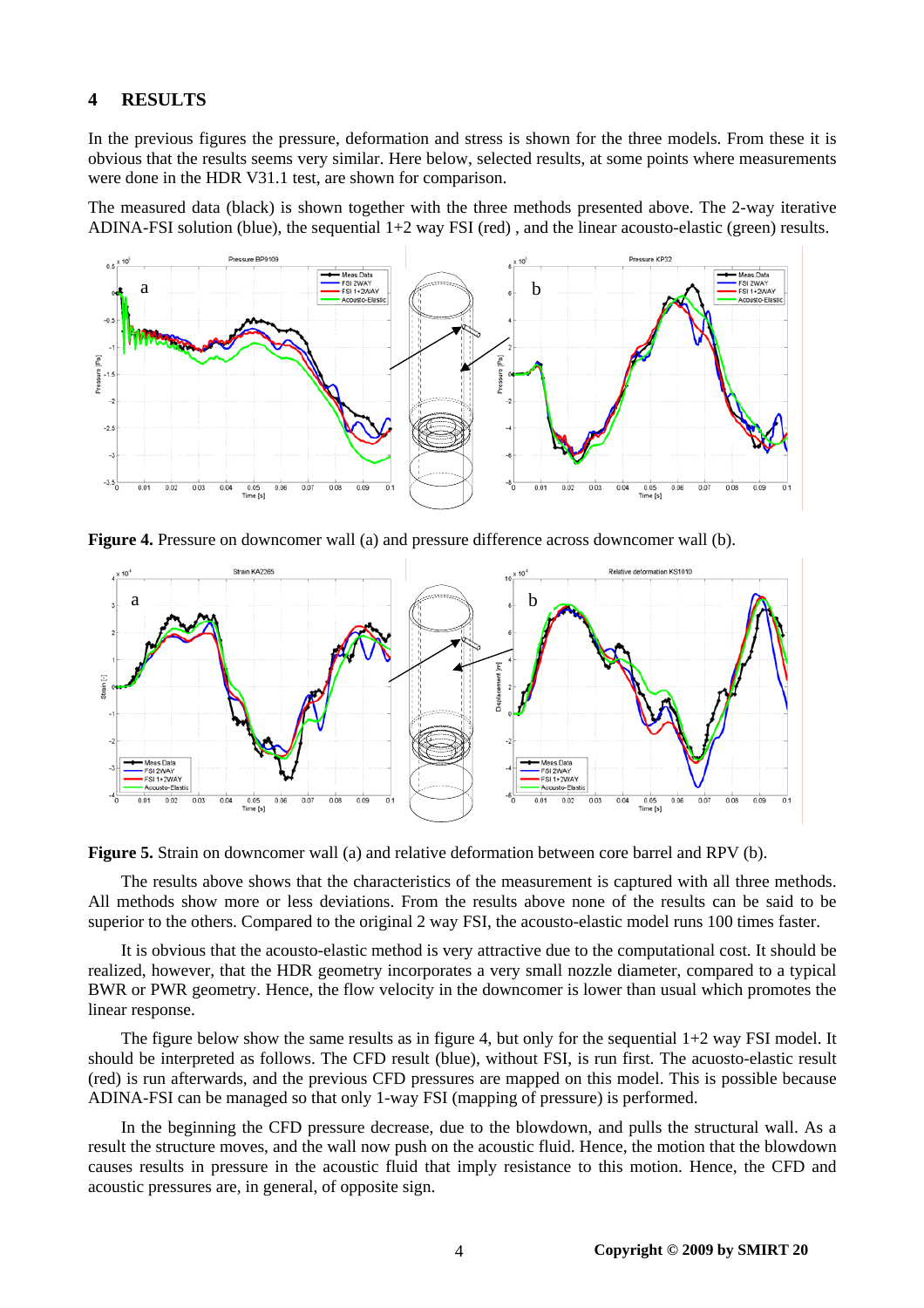## 4 RESULTS

In the previous figures the pressure, deformation and stress is shown for the three models. From these it is obvious that the results seems very similar. Here below, selected results, at some points where measurements were done in the HDR V31.1 test, are shown for comparison.

The measured data (black) is shown together with the three methods presented above. The 2-way iterative ADINA-FSI solution (blue), the sequential 1+2 way FSI (red) , and the linear acousto-elastic (green) results.

**Figure 4.** Pressure on downcomer wall (a) and pressure difference across downcomer wall (b).

**Figure 5.** Strain on downcomer wall (a) and relative deformation between core barrel and RPV (b).

The results above shows that the characteristics of the measurement is captured with all three methods. All methods show more or less deviations. From the results above none of the results can be said to be superior to the others. Compared to the original 2 way FSI, the acousto-elastic model runs 100 times faster.

It is obvious that the acousto-elastic method is very attractive due to the computational cost. It should be realized, however, that the HDR geometry incorporates a very small nozzle diameter, compared to a typical BWR or PWR geometry. Hence, the flow velocity in the downcomer is lower than usual which promotes the linear response.

The figure below show the same results as in figure 4, but only for the sequential 1+2 way FSI model. It should be interpreted as follows. The CFD result (blue), without FSI, is run first. The acuosto-elastic result (red) is run afterwards, and the previous CFD pressures are mapped on this model. This is possible because ADINA-FSI can be managed so that only 1-way FSI (mapping of pressure) is performed.

In the beginning the CFD pressure decrease, due to the blowdown, and pulls the structural wall. As a result the structure moves, and the wall now push on the acoustic fluid. Hence, the motion that the blowdown causes results in pressure in the acoustic fluid that imply resistance to this motion. Hence, the CFD and acoustic pressures are, in general, of opposite sign.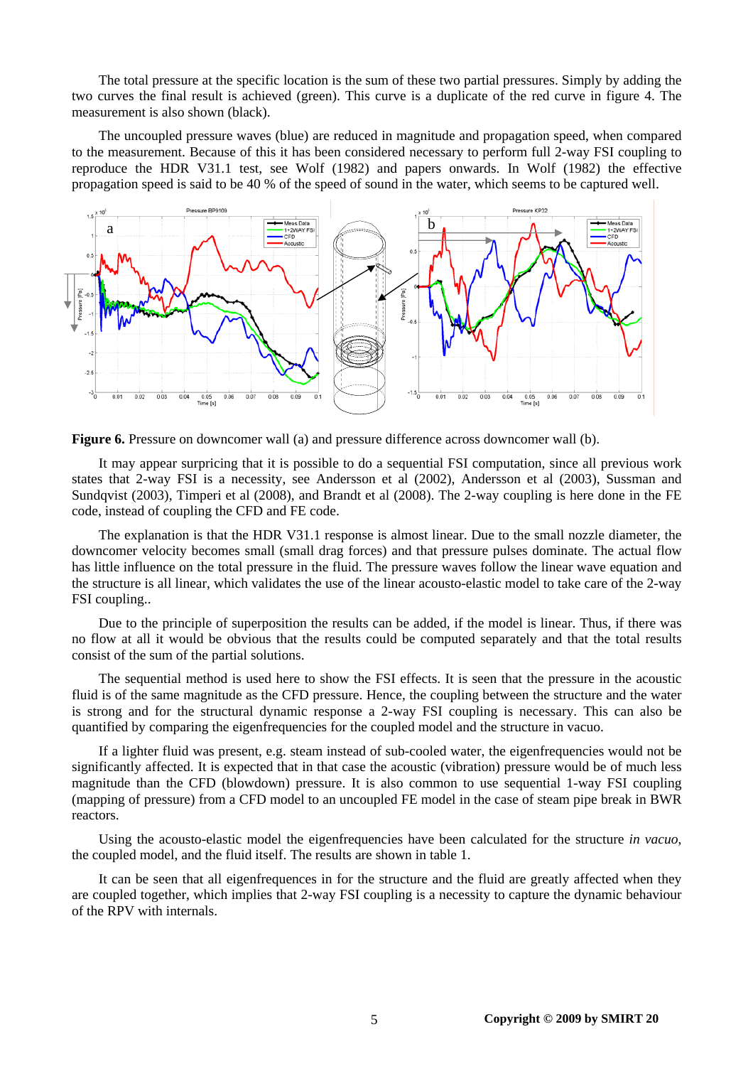The total pressure at the specific location is the sum of these two partial pressures. Simply by adding the two curves the final result is achieved (green). This curve is a duplicate of the red curve in figure 4. The measurement is also shown (black).

The uncoupled pressure waves (blue) are reduced in magnitude and propagation speed, when compared to the measurement. Because of this it has been considered necessary to perform full 2-way FSI coupling to reproduce the HDR V31.1 test, see Wolf (1982) and papers onwards. In Wolf (1982) the effective propagation speed is said to be 40 % of the speed of sound in the water, which seems to be captured well.

Pressure BP9109

a

$\times 10^{5}$

1.5
1
0.5
0
-0.5
-1
-1.5
-2
-2.5
-3

Pressure [Pa]

0 0.01 0.02 0.03 0.04 0.05 0.06 0.07 0.08 0.09 0.1

Time [s]

Meas.Data
1+2WAY FSI
CFD
Acoustic

Pressure KP32

b

$\times 10^{5}$

1
0.5
0
-0.5
-1
-1.5

Pressure [Pa]

0 0.01 0.02 0.03 0.04 0.05 0.06 0.07 0.08 0.09 0.1

Time [s]

Meas.Data
1+2WAY FSI
CFD
Acoustic

**Figure 6.** Pressure on downcomer wall (a) and pressure difference across downcomer wall (b).

It may appear surprising that it is possible to do a sequential FSI computation, since all previous work states that 2-way FSI is a necessity, see Andersson et al (2002), Andersson et al (2003), Sussman and Sundqvist (2003), Timperi et al (2008), and Brandt et al (2008). The 2-way coupling is here done in the FE code, instead of coupling the CFD and FE code.

The explanation is that the HDR V31.1 response is almost linear. Due to the small nozzle diameter, the downcomer velocity becomes small (small drag forces) and that pressure pulses dominate. The actual flow has little influence on the total pressure in the fluid. The pressure waves follow the linear wave equation and the structure is all linear, which validates the use of the linear acousto-elastic model to take care of the 2-way FSI coupling..

Due to the principle of superposition the results can be added, if the model is linear. Thus, if there was no flow at all it would be obvious that the results could be computed separately and that the total results consist of the sum of the partial solutions.

The sequential method is used here to show the FSI effects. It is seen that the pressure in the acoustic fluid is of the same magnitude as the CFD pressure. Hence, the coupling between the structure and the water is strong and for the structural dynamic response a 2-way FSI coupling is necessary. This can also be quantified by comparing the eigenfrequencies for the coupled model and the structure in vacuo.

If a lighter fluid was present, e.g. steam instead of sub-cooled water, the eigenfrequencies would not be significantly affected. It is expected that in that case the acoustic (vibration) pressure would be of much less magnitude than the CFD (blowdown) pressure. It is also common to use sequential 1-way FSI coupling (mapping of pressure) from a CFD model to an uncoupled FE model in the case of steam pipe break in BWR reactors.

Using the acousto-elastic model the eigenfrequencies have been calculated for the structure *in vacuo*, the coupled model, and the fluid itself. The results are shown in table 1.

It can be seen that all eigenfrequences in for the structure and the fluid are greatly affected when they are coupled together, which implies that 2-way FSI coupling is a necessity to capture the dynamic behaviour of the RPV with internals.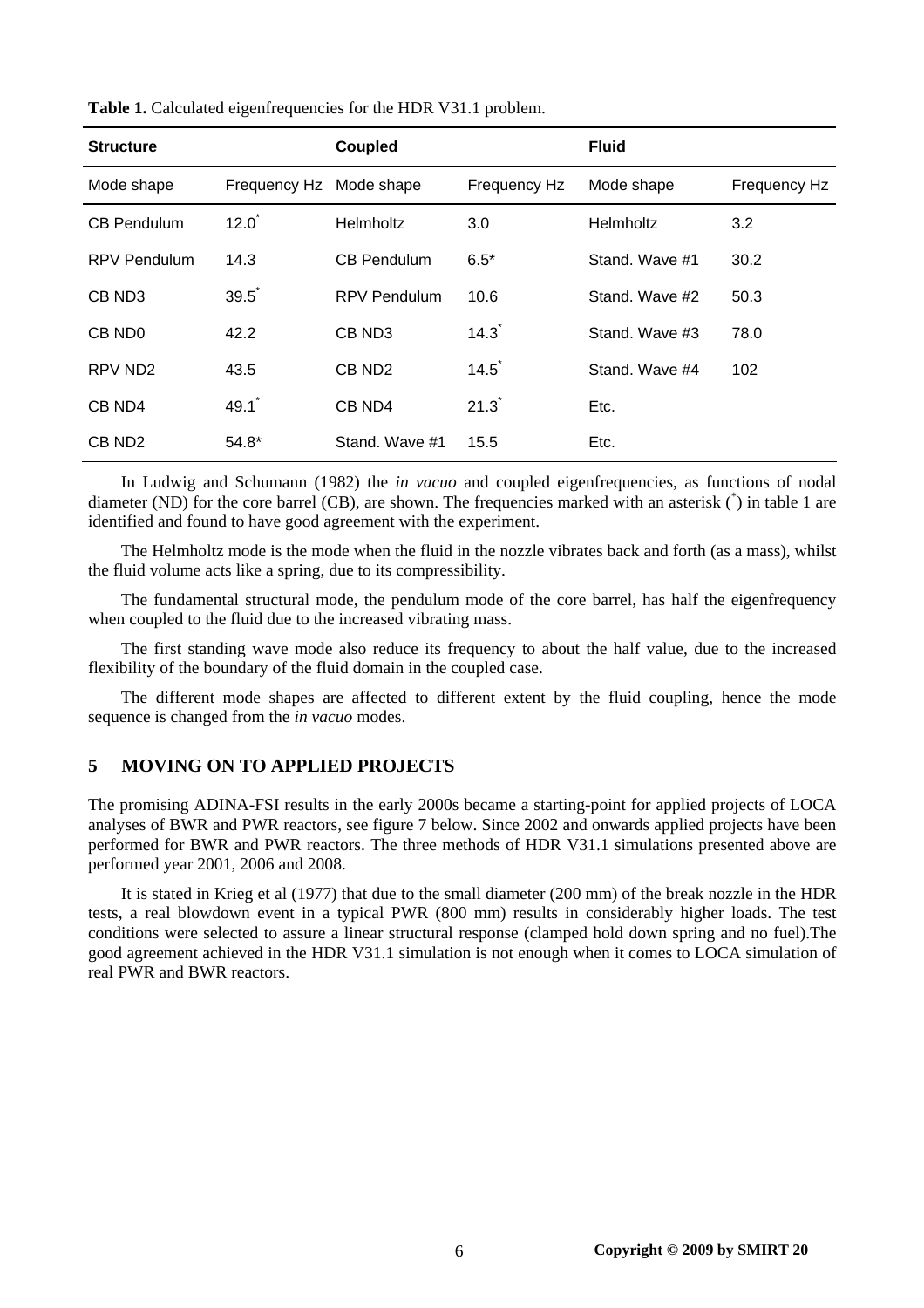**Table 1.** Calculated eigenfrequencies for the HDR V31.1 problem.

| Structure | | Coupled | | Fluid | |
|---|---|---|---|---|---|
| Mode shape | Frequency Hz | Mode shape | Frequency Hz | Mode shape | Frequency Hz |
| CB Pendulum | 12.0* | Helmholtz | 3.0 | Helmholtz | 3.2 |
| RPV Pendulum | 14.3 | CB Pendulum | 6.5* | Stand. Wave #1 | 30.2 |
| CB ND3 | 39.5* | RPV Pendulum | 10.6 | Stand. Wave #2 | 50.3 |
| CB ND0 | 42.2 | CB ND3 | 14.3* | Stand. Wave #3 | 78.0 |
| RPV ND2 | 43.5 | CB ND2 | 14.5* | Stand. Wave #4 | 102 |
| CB ND4 | 49.1* | CB ND4 | 21.3* | Etc. | |
| CB ND2 | 54.8* | Stand. Wave #1 | 15.5 | Etc. | |

In Ludwig and Schumann (1982) the *in vacuo* and coupled eigenfrequencies, as functions of nodal diameter (ND) for the core barrel (CB), are shown. The frequencies marked with an asterisk (*) in table 1 are identified and found to have good agreement with the experiment.

The Helmholtz mode is the mode when the fluid in the nozzle vibrates back and forth (as a mass), whilst the fluid volume acts like a spring, due to its compressibility.

The fundamental structural mode, the pendulum mode of the core barrel, has half the eigenfrequency when coupled to the fluid due to the increased vibrating mass.

The first standing wave mode also reduce its frequency to about the half value, due to the increased flexibility of the boundary of the fluid domain in the coupled case.

The different mode shapes are affected to different extent by the fluid coupling, hence the mode sequence is changed from the *in vacuo* modes.

## 5 MOVING ON TO APPLIED PROJECTS

The promising ADINA-FSI results in the early 2000s became a starting-point for applied projects of LOCA analyses of BWR and PWR reactors, see figure 7 below. Since 2002 and onwards applied projects have been performed for BWR and PWR reactors. The three methods of HDR V31.1 simulations presented above are performed year 2001, 2006 and 2008.

It is stated in Krieg et al (1977) that due to the small diameter (200 mm) of the break nozzle in the HDR tests, a real blowdown event in a typical PWR (800 mm) results in considerably higher loads. The test conditions were selected to assure a linear structural response (clamped hold down spring and no fuel).The good agreement achieved in the HDR V31.1 simulation is not enough when it comes to LOCA simulation of real PWR and BWR reactors.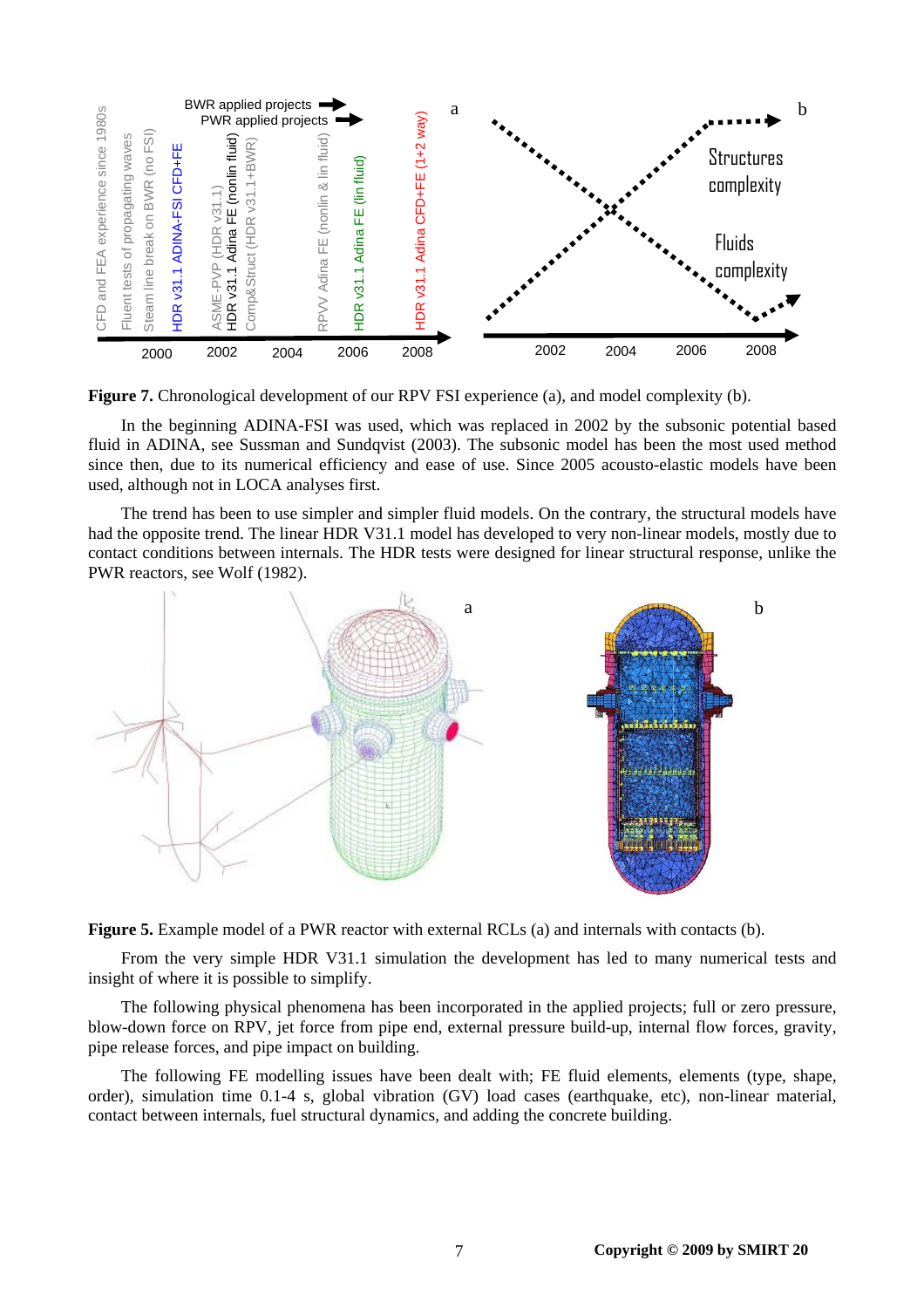BWR applied projects

PWR applied projects

CFD and FEA experience since 1980s

Fluent tests of propagating waves

Steam line break on BWR (no FSI)

HDR v31.1 ADINA-FSI CFD+FE

ASME-PVP (HDR v31.1)

HDR v31.1 Adina FE (nonlin fluid)

Comp&Struct (HDR v31.1+BWR)

RPVV Adina FE (nonlin & lin fluid)

HDR v31.1 Adina FE (lin fluid)

HDR v31.1 Adina CFD+FE (1+2 way)

2000 2002 2004 2006 2008

a

Structures complexity

Fluids complexity

2002 2004 2006 2008

b

**Figure 7.** Chronological development of our RPV FSI experience (a), and model complexity (b).

In the beginning ADINA-FSI was used, which was replaced in 2002 by the subsonic potential based fluid in ADINA, see Sussman and Sundqvist (2003). The subsonic model has been the most used method since then, due to its numerical efficiency and ease of use. Since 2005 acousto-elastic models have been used, although not in LOCA analyses first.

The trend has been to use simpler and simpler fluid models. On the contrary, the structural models have had the opposite trend. The linear HDR V31.1 model has developed to very non-linear models, mostly due to contact conditions between internals. The HDR tests were designed for linear structural response, unlike the PWR reactors, see Wolf (1982).

a

b

**Figure 5.** Example model of a PWR reactor with external RCLs (a) and internals with contacts (b).

From the very simple HDR V31.1 simulation the development has led to many numerical tests and insight of where it is possible to simplify.

The following physical phenomena has been incorporated in the applied projects; full or zero pressure, blow-down force on RPV, jet force from pipe end, external pressure build-up, internal flow forces, gravity, pipe release forces, and pipe impact on building.

The following FE modelling issues have been dealt with; FE fluid elements, elements (type, shape, order), simulation time 0.1-4 s, global vibration (GV) load cases (earthquake, etc), non-linear material, contact between internals, fuel structural dynamics, and adding the concrete building.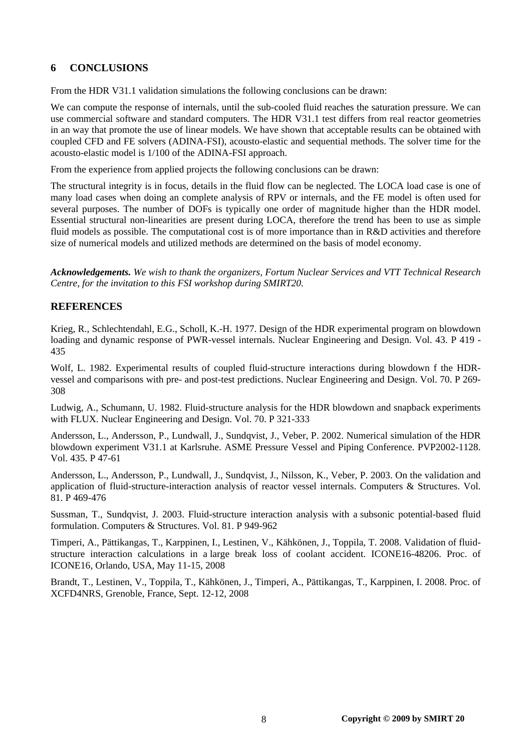## 6 CONCLUSIONS

From the HDR V31.1 validation simulations the following conclusions can be drawn:

We can compute the response of internals, until the sub-cooled fluid reaches the saturation pressure. We can use commercial software and standard computers. The HDR V31.1 test differs from real reactor geometries in an way that promote the use of linear models. We have shown that acceptable results can be obtained with coupled CFD and FE solvers (ADINA-FSI), acousto-elastic and sequential methods. The solver time for the acousto-elastic model is 1/100 of the ADINA-FSI approach.

From the experience from applied projects the following conclusions can be drawn:

The structural integrity is in focus, details in the fluid flow can be neglected. The LOCA load case is one of many load cases when doing an complete analysis of RPV or internals, and the FE model is often used for several purposes. The number of DOFs is typically one order of magnitude higher than the HDR model. Essential structural non-linearities are present during LOCA, therefore the trend has been to use as simple fluid models as possible. The computational cost is of more importance than in R&D activities and therefore size of numerical models and utilized methods are determined on the basis of model economy.

***Acknowledgements.*** *We wish to thank the organizers, Fortum Nuclear Services and VTT Technical Research Centre, for the invitation to this FSI workshop during SMIRT20.*

## REFERENCES

Krieg, R., Schlechtendahl, E.G., Scholl, K.-H. 1977. Design of the HDR experimental program on blowdown loading and dynamic response of PWR-vessel internals. Nuclear Engineering and Design. Vol. 43. P 419 - 435

Wolf, L. 1982. Experimental results of coupled fluid-structure interactions during blowdown f the HDR-vessel and comparisons with pre- and post-test predictions. Nuclear Engineering and Design. Vol. 70. P 269-308

Ludwig, A., Schumann, U. 1982. Fluid-structure analysis for the HDR blowdown and snapback experiments with FLUX. Nuclear Engineering and Design. Vol. 70. P 321-333

Andersson, L., Andersson, P., Lundwall, J., Sundqvist, J., Veber, P. 2002. Numerical simulation of the HDR blowdown experiment V31.1 at Karlsruhe. ASME Pressure Vessel and Piping Conference. PVP2002-1128. Vol. 435. P 47-61

Andersson, L., Andersson, P., Lundwall, J., Sundqvist, J., Nilsson, K., Veber, P. 2003. On the validation and application of fluid-structure-interaction analysis of reactor vessel internals. Computers & Structures. Vol. 81. P 469-476

Sussman, T., Sundqvist, J. 2003. Fluid-structure interaction analysis with a subsonic potential-based fluid formulation. Computers & Structures. Vol. 81. P 949-962

Timperi, A., Pättikangas, T., Karppinen, I., Lestinen, V., Kähkönen, J., Toppila, T. 2008. Validation of fluid-structure interaction calculations in a large break loss of coolant accident. ICONE16-48206. Proc. of ICONE16, Orlando, USA, May 11-15, 2008

Brandt, T., Lestinen, V., Toppila, T., Kähkönen, J., Timperi, A., Pättikangas, T., Karppinen, I. 2008. Proc. of XCFD4NRS, Grenoble, France, Sept. 12-12, 2008